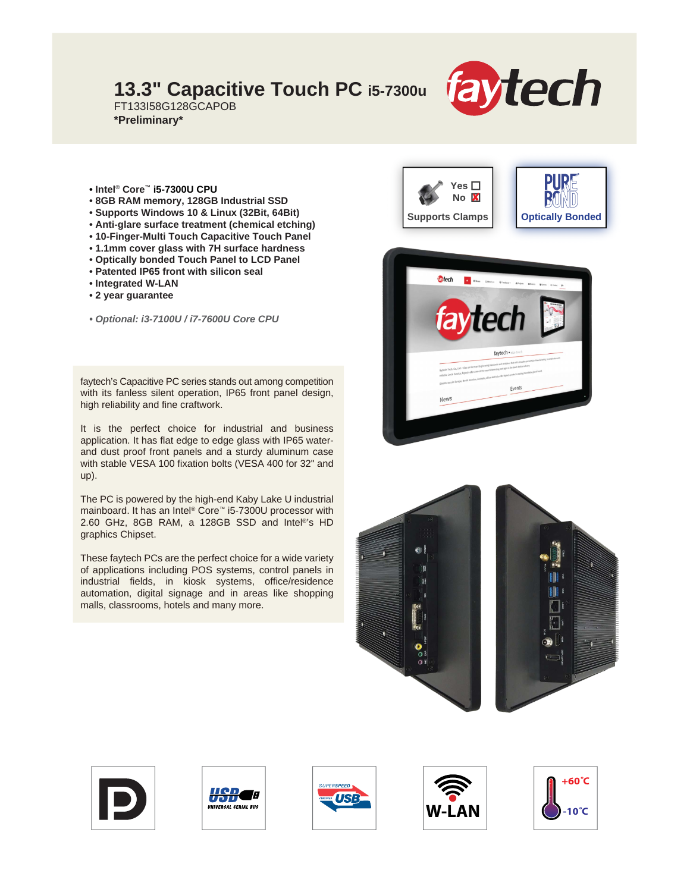# 13.3" Capacitive Touch PC i5-7300u

FT133I58G128GCAPOB

**\*Preliminary\***

- **Intel® Core™ i5-7300U CPU**
- **8GB RAM memory, 128GB Industrial SSD**
- **Supports Windows 10 & Linux (32Bit, 64Bit)**
- **Anti-glare surface treatment (chemical etching)**
- **10-Finger-Multi Touch Capacitive Touch Panel**
- **1.1mm cover glass with 7H surface hardness**
- **Optically bonded Touch Panel to LCD Panel**
- **Patented IP65 front with silicon seal**
- **Integrated W-LAN**
- **2 year guarantee**

***• Optional: i3-7100U / i7-7600U Core CPU***

Yes ☐
No ☒
Supports Clamps

Optically Bonded

faytech's Capacitive PC series stands out among competition with its fanless silent operation, IP65 front panel design, high reliability and fine craftwork.

It is the perfect choice for industrial and business application. It has flat edge to edge glass with IP65 water- and dust proof front panels and a sturdy aluminum case with stable VESA 100 fixation bolts (VESA 400 for 32" and up).

The PC is powered by the high-end Kaby Lake U industrial mainboard. It has an Intel® Core™ i5-7300U processor with 2.60 GHz, 8GB RAM, a 128GB SSD and Intel®'s HD graphics Chipset.

These faytech PCs are the perfect choice for a wide variety of applications including POS systems, control panels in industrial fields, in kiosk systems, office/residence automation, digital signage and in areas like shopping malls, classrooms, hotels and many more.

W-LAN

+60°C
-10°C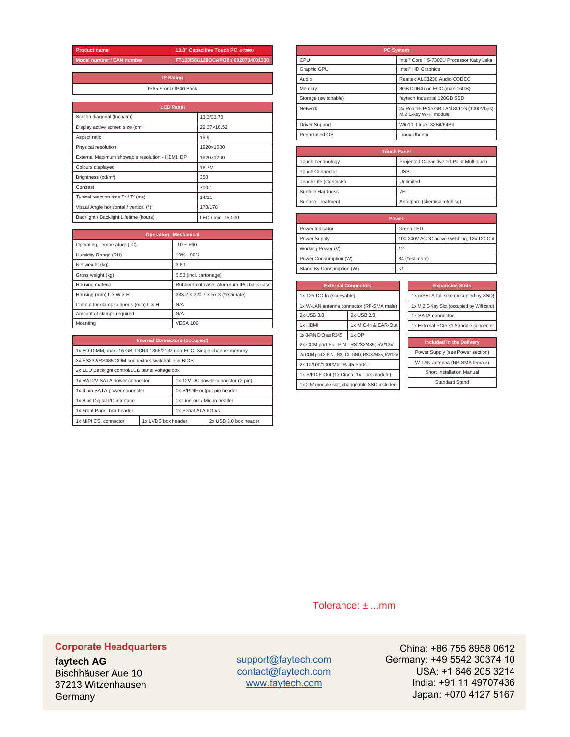| Product name | 13.3" Capacitive Touch PC i5-7300U |
|---|---|
| Model number / EAN number | FT133I58G128GCAPOB / 6920734001330 |

| IP Rating |
|---|
| IP65 Front / IP40 Back |

| LCD Panel | |
|---|---|
| Screen diagonal (Inch/cm) | 13.3/33.78 |
| Display active screen size (cm) | 29.37×16.52 |
| Aspect ratio | 16:9 |
| Physical resolution | 1920×1080 |
| External Maximum showable resolution - HDMI, DP | 1920×1200 |
| Colours displayed | 16.7M |
| Brightness (cd/m²) | 350 |
| Contrast | 700:1 |
| Typical reaction time Tr / Tf (ms) | 14/11 |
| Visual Angle horizontal / vertical (°) | 178/178 |
| Backlight / Backlight Lifetime (hours) | LED / min. 15,000 |

| Operation / Mechanical | |
|---|---|
| Operating Temperature (°C) | -10 ~ +60 |
| Humidity Range (RH) | 10% - 90% |
| Net weight (kg) | 3.60 |
| Gross weight (kg) | 5.50 (incl. cartonage) |
| Housing material | Rubber front case, Aluminum IPC back case |
| Housing (mm) L × W × H | 338.2 × 220.7 × 57.3 (*estimate) |
| Cut-out for clamp supports (mm) L × H | N/A |
| Amount of clamps required | N/A |
| Mounting | VESA 100 |

| Internal Connectors (occupied) | | |
|---|---|---|
| 1x SO-DIMM, max. 16 GB, DDR4 1866/2133 non-ECC, Single channel memory | | |
| 3x RS232/RS485 COM connectors switchable in BIOS | | |
| 2x LCD Backlight control/LCD panel voltage box | | |
| 1x 5V/12V SATA power connector | 1x 12V DC power connector (2-pin) | |
| 1x 4-pin SATA power connector | 1x S/PDIF output pin header | |
| 1x 8-bit Digital I/O interface | 1x Line-out / Mic-in header | |
| 1x Front Panel box header | 1x Serial ATA 6Gb/s | |
| 1x MIPI CSI connector | 1x LVDS box header | 2x USB 3.0 box header |

| PC System | |
|---|---|
| CPU | Intel® Core™ i5-7300U Processor Kaby Lake |
| Graphic GPU | Intel® HD Graphics |
| Audio | Realtek ALC3236 Audio CODEC |
| Memory | 8GB DDR4 non-ECC (max. 16GB) |
| Storage (switchable) | faytech Industrial 128GB SSD |
| Network | 2x Realtek PCIe GB LAN 8111G (1000Mbps) M.2 E-key Wi-Fi module |
| Driver Support | Win10; Linux; 32Bit/64Bit |
| Preinstalled OS | Linux Ubuntu |

| Touch Panel | |
|---|---|
| Touch Technology | Projected Capacitive 10-Point Multitouch |
| Touch Connector | USB |
| Touch Life (Contacts) | Unlimited |
| Surface Hardness | 7H |
| Surface Treatment | Anti-glare (chemical etching) |

| Power | |
|---|---|
| Power Indicator | Green LED |
| Power Supply | 100-240V ACDC active switching; 12V DC-Out |
| Working Power (V) | 12 |
| Power Consumption (W) | 34 (*estimate) |
| Stand-By Consumption (W) | <1 |

| External Connectors | |
|---|---|
| 1x 12V DC-In (screwable) | |
| 1x W-LAN antenna connector (RP-SMA male) | |
| 2x USB 3.0 | 2x USB 2.0 |
| 1x HDMI | 1x MIC-In & EAR-Out |
| 1x 8-PIN DIO as RJ45 | 1x DP |
| 2x COM port Full-PIN - RS232/485; 5V/12V | |
| 2x COM port 3-PIN - RX, TX, GND; RS232/485; 5V/12V | |
| 2x 10/100/1000Mbit RJ45 Ports | |
| 1x S/PDIF-Out (1x Cinch, 1x Torx module) | |
| 1x 2.5" module slot, changeable SSD included | |

| Expansion Slots |
|---|
| 1x mSATA full size (occupied by SSD) |
| 1x M.2 E-Key Slot (occupied by Wifi card) |
| 1x SATA connector |
| 1x External PCIe x1 Straddle connector |

| Included in the Delivery |
|---|
| Power Supply (see Power section) |
| W-LAN antenna (RP-SMA female) |
| Short Installation Manual |
| Standard Stand |

Tolerance: ± ...mm

**Corporate Headquarters**

**faytech AG**
Bischhäuser Aue 10
37213 Witzenhausen
Germany

support@faytech.com
contact@faytech.com
www.faytech.com

China: +86 755 8958 0612
Germany: +49 5542 30374 10
USA: +1 646 205 3214
India: +91 11 49707436
Japan: +070 4127 5167